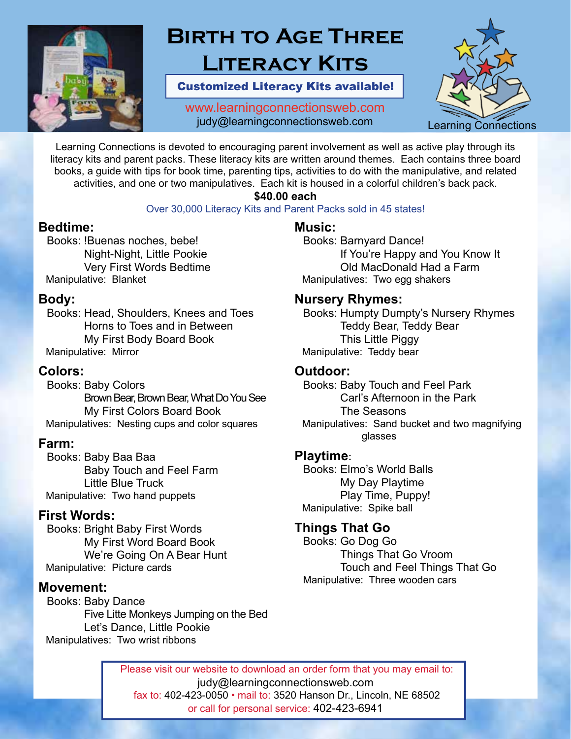# Birth to Age Three Literacy Kits

**Customized Literacy Kits available!**

www.learningconnectionsweb.com
judy@learningconnectionsweb.com

Learning Connections

Learning Connections is devoted to encouraging parent involvement as well as active play through its literacy kits and parent packs. These literacy kits are written around themes. Each contains three board books, a guide with tips for book time, parenting tips, activities to do with the manipulative, and related activities, and one or two manipulatives. Each kit is housed in a colorful children's back pack.

**$40.00 each**

Over 30,000 Literacy Kits and Parent Packs sold in 45 states!

## Bedtime:

Books: !Buenas noches, bebe!
Night-Night, Little Pookie
Very First Words Bedtime
Manipulative: Blanket

## Body:

Books: Head, Shoulders, Knees and Toes
Horns to Toes and in Between
My First Body Board Book
Manipulative: Mirror

## Colors:

Books: Baby Colors
Brown Bear, Brown Bear, What Do You See
My First Colors Board Book
Manipulatives: Nesting cups and color squares

## Farm:

Books: Baby Baa Baa
Baby Touch and Feel Farm
Little Blue Truck
Manipulative: Two hand puppets

## First Words:

Books: Bright Baby First Words
My First Word Board Book
We're Going On A Bear Hunt
Manipulative: Picture cards

## Movement:

Books: Baby Dance
Five Litte Monkeys Jumping on the Bed
Let's Dance, Little Pookie
Manipulatives: Two wrist ribbons

## Music:

Books: Barnyard Dance!
If You're Happy and You Know It
Old MacDonald Had a Farm
Manipulatives: Two egg shakers

## Nursery Rhymes:

Books: Humpty Dumpty's Nursery Rhymes
Teddy Bear, Teddy Bear
This Little Piggy
Manipulative: Teddy bear

## Outdoor:

Books: Baby Touch and Feel Park
Carl's Afternoon in the Park
The Seasons
Manipulatives: Sand bucket and two magnifying glasses

## Playtime:

Books: Elmo's World Balls
My Day Playtime
Play Time, Puppy!
Manipulative: Spike ball

## Things That Go

Books: Go Dog Go
Things That Go Vroom
Touch and Feel Things That Go
Manipulative: Three wooden cars

Please visit our website to download an order form that you may email to:
judy@learningconnectionsweb.com
fax to: 402-423-0050 • mail to: 3520 Hanson Dr., Lincoln, NE 68502
or call for personal service: 402-423-6941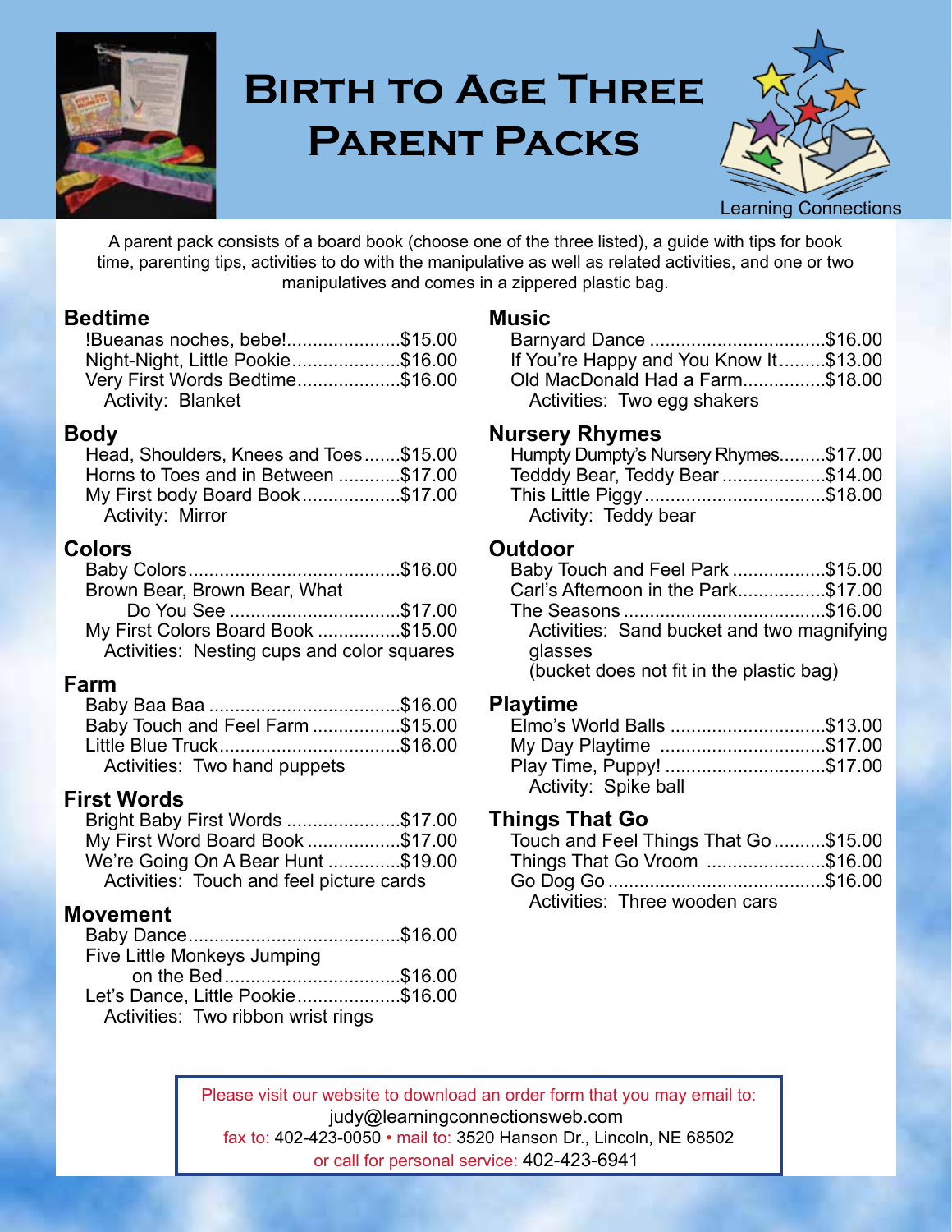# Birth to Age Three Parent Packs

Learning Connections

A parent pack consists of a board book (choose one of the three listed), a guide with tips for book time, parenting tips, activities to do with the manipulative as well as related activities, and one or two manipulatives and comes in a zippered plastic bag.

## Bedtime

- !Bueanas noches, bebe!......................$15.00
- Night-Night, Little Pookie.....................$16.00
- Very First Words Bedtime....................$16.00

Activity: Blanket

## Body

- Head, Shoulders, Knees and Toes.......$15.00
- Horns to Toes and in Between ............$17.00
- My First body Board Book...................$17.00

Activity: Mirror

## Colors

- Baby Colors.........................................$16.00
- Brown Bear, Brown Bear, What Do You See .................................$17.00
- My First Colors Board Book ................$15.00

Activities: Nesting cups and color squares

## Farm

- Baby Baa Baa .....................................$16.00
- Baby Touch and Feel Farm .................$15.00
- Little Blue Truck...................................$16.00

Activities: Two hand puppets

## First Words

- Bright Baby First Words ......................$17.00
- My First Word Board Book ..................$17.00
- We're Going On A Bear Hunt ..............$19.00

Activities: Touch and feel picture cards

## Movement

- Baby Dance.........................................$16.00
- Five Little Monkeys Jumping on the Bed..................................$16.00
- Let's Dance, Little Pookie....................$16.00

Activities: Two ribbon wrist rings

## Music

- Barnyard Dance ..................................$16.00
- If You're Happy and You Know It..........$13.00
- Old MacDonald Had a Farm................$18.00

Activities: Two egg shakers

## Nursery Rhymes

- Humpty Dumpty's Nursery Rhymes.........$17.00
- Tedddy Bear, Teddy Bear ....................$14.00
- This Little Piggy...................................$18.00

Activity: Teddy bear

## Outdoor

- Baby Touch and Feel Park ..................$15.00
- Carl's Afternoon in the Park.................$17.00
- The Seasons.......................................$16.00

Activities: Sand bucket and two magnifying glasses (bucket does not fit in the plastic bag)

## Playtime

- Elmo's World Balls ..............................$13.00
- My Day Playtime ................................$17.00
- Play Time, Puppy! ...............................$17.00

Activity: Spike ball

## Things That Go

- Touch and Feel Things That Go..........$15.00
- Things That Go Vroom .......................$16.00
- Go Dog Go ..........................................$16.00

Activities: Three wooden cars

Please visit our website to download an order form that you may email to:
judy@learningconnectionsweb.com
fax to: 402-423-0050 • mail to: 3520 Hanson Dr., Lincoln, NE 68502
or call for personal service: 402-423-6941